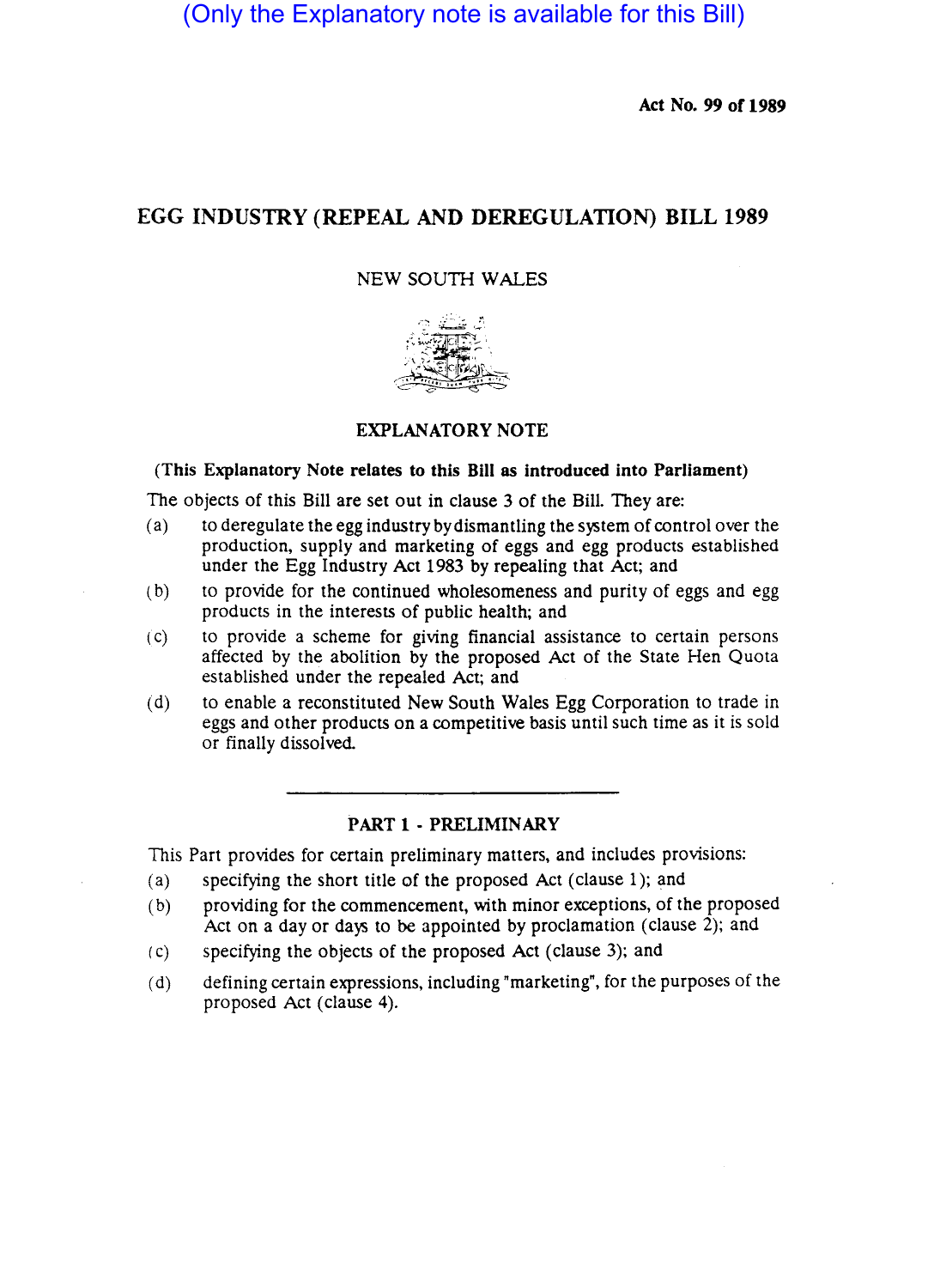(Only the Explanatory note is available for this Bill)

**Act No. 99 of 1989**

# EGG INDUSTRY (REPEAL AND DEREGULATION) BILL 1989

NEW SOUTH WALES

## EXPLANATORY NOTE

**(This Explanatory Note relates to this Bill as introduced into Parliament)**

The objects of this Bill are set out in clause 3 of the Bill. They are:

(a) to deregulate the egg industry by dismantling the system of control over the production, supply and marketing of eggs and egg products established under the Egg Industry Act 1983 by repealing that Act; and

(b) to provide for the continued wholesomeness and purity of eggs and egg products in the interests of public health; and

(c) to provide a scheme for giving financial assistance to certain persons affected by the abolition by the proposed Act of the State Hen Quota established under the repealed Act; and

(d) to enable a reconstituted New South Wales Egg Corporation to trade in eggs and other products on a competitive basis until such time as it is sold or finally dissolved.

---

## PART 1 - PRELIMINARY

This Part provides for certain preliminary matters, and includes provisions:

(a) specifying the short title of the proposed Act (clause 1); and

(b) providing for the commencement, with minor exceptions, of the proposed Act on a day or days to be appointed by proclamation (clause 2); and

(c) specifying the objects of the proposed Act (clause 3); and

(d) defining certain expressions, including "marketing", for the purposes of the proposed Act (clause 4).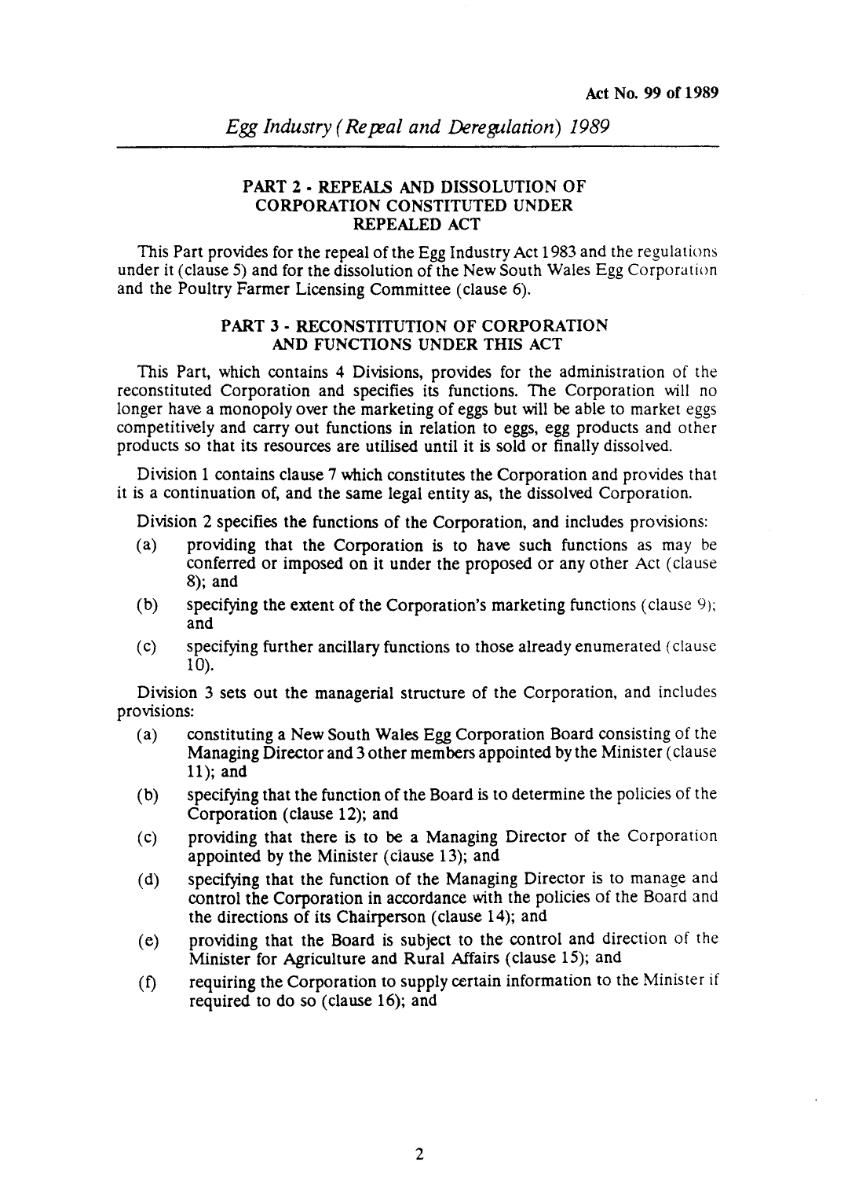## PART 2 - REPEALS AND DISSOLUTION OF CORPORATION CONSTITUTED UNDER REPEALED ACT

This Part provides for the repeal of the Egg Industry Act 1983 and the regulations under it (clause 5) and for the dissolution of the New South Wales Egg Corporation and the Poultry Farmer Licensing Committee (clause 6).

## PART 3 - RECONSTITUTION OF CORPORATION AND FUNCTIONS UNDER THIS ACT

This Part, which contains 4 Divisions, provides for the administration of the reconstituted Corporation and specifies its functions. The Corporation will no longer have a monopoly over the marketing of eggs but will be able to market eggs competitively and carry out functions in relation to eggs, egg products and other products so that its resources are utilised until it is sold or finally dissolved.

Division 1 contains clause 7 which constitutes the Corporation and provides that it is a continuation of, and the same legal entity as, the dissolved Corporation.

Division 2 specifies the functions of the Corporation, and includes provisions:

(a) providing that the Corporation is to have such functions as may be conferred or imposed on it under the proposed or any other Act (clause 8); and

(b) specifying the extent of the Corporation's marketing functions (clause 9); and

(c) specifying further ancillary functions to those already enumerated (clause 10).

Division 3 sets out the managerial structure of the Corporation, and includes provisions:

(a) constituting a New South Wales Egg Corporation Board consisting of the Managing Director and 3 other members appointed by the Minister (clause 11); and

(b) specifying that the function of the Board is to determine the policies of the Corporation (clause 12); and

(c) providing that there is to be a Managing Director of the Corporation appointed by the Minister (clause 13); and

(d) specifying that the function of the Managing Director is to manage and control the Corporation in accordance with the policies of the Board and the directions of its Chairperson (clause 14); and

(e) providing that the Board is subject to the control and direction of the Minister for Agriculture and Rural Affairs (clause 15); and

(f) requiring the Corporation to supply certain information to the Minister if required to do so (clause 16); and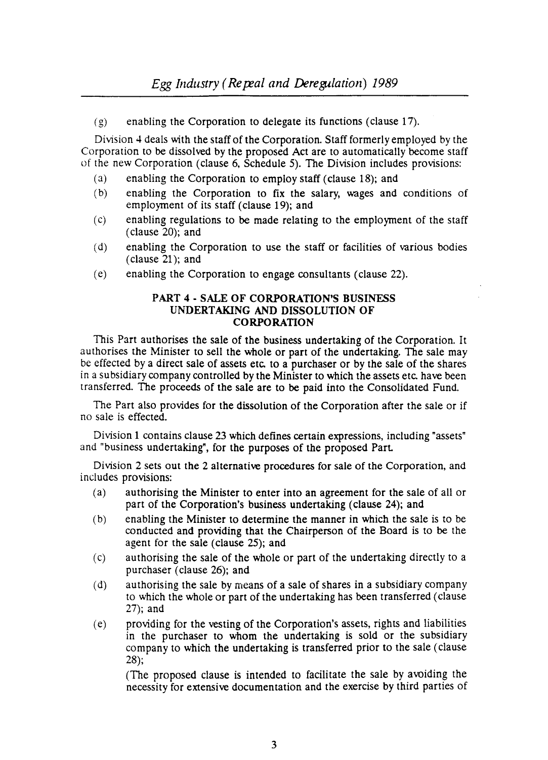(g) enabling the Corporation to delegate its functions (clause 17).

Division 4 deals with the staff of the Corporation. Staff formerly employed by the Corporation to be dissolved by the proposed Act are to automatically become staff of the new Corporation (clause 6, Schedule 5). The Division includes provisions:

(a) enabling the Corporation to employ staff (clause 18); and

(b) enabling the Corporation to fix the salary, wages and conditions of employment of its staff (clause 19); and

(c) enabling regulations to be made relating to the employment of the staff (clause 20); and

(d) enabling the Corporation to use the staff or facilities of various bodies (clause 21); and

(e) enabling the Corporation to engage consultants (clause 22).

## PART 4 - SALE OF CORPORATION'S BUSINESS UNDERTAKING AND DISSOLUTION OF CORPORATION

This Part authorises the sale of the business undertaking of the Corporation. It authorises the Minister to sell the whole or part of the undertaking. The sale may be effected by a direct sale of assets etc. to a purchaser or by the sale of the shares in a subsidiary company controlled by the Minister to which the assets etc. have been transferred. The proceeds of the sale are to be paid into the Consolidated Fund.

The Part also provides for the dissolution of the Corporation after the sale or if no sale is effected.

Division 1 contains clause 23 which defines certain expressions, including "assets" and "business undertaking", for the purposes of the proposed Part.

Division 2 sets out the 2 alternative procedures for sale of the Corporation, and includes provisions:

(a) authorising the Minister to enter into an agreement for the sale of all or part of the Corporation's business undertaking (clause 24); and

(b) enabling the Minister to determine the manner in which the sale is to be conducted and providing that the Chairperson of the Board is to be the agent for the sale (clause 25); and

(c) authorising the sale of the whole or part of the undertaking directly to a purchaser (clause 26); and

(d) authorising the sale by means of a sale of shares in a subsidiary company to which the whole or part of the undertaking has been transferred (clause 27); and

(e) providing for the vesting of the Corporation's assets, rights and liabilities in the purchaser to whom the undertaking is sold or the subsidiary company to which the undertaking is transferred prior to the sale (clause 28);

(The proposed clause is intended to facilitate the sale by avoiding the necessity for extensive documentation and the exercise by third parties of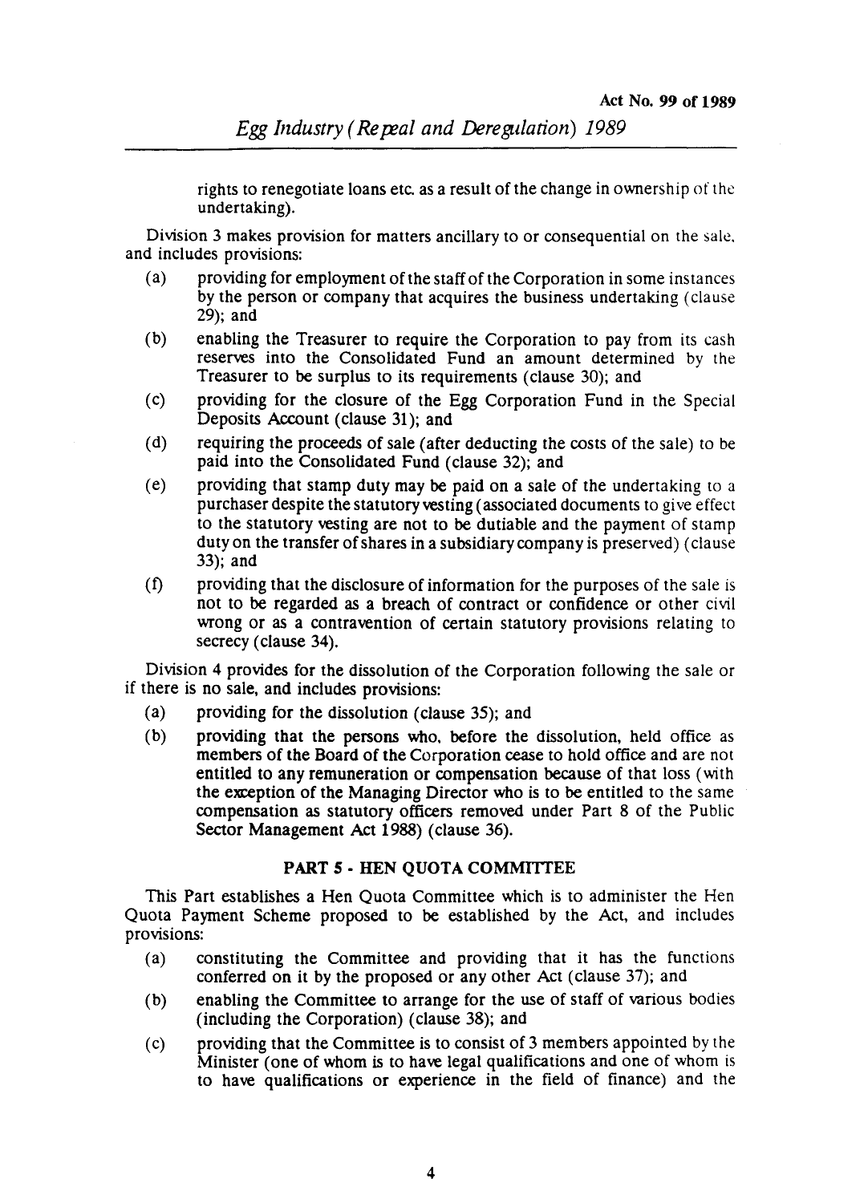rights to renegotiate loans etc. as a result of the change in ownership of the undertaking).

Division 3 makes provision for matters ancillary to or consequential on the sale, and includes provisions:

(a) providing for employment of the staff of the Corporation in some instances by the person or company that acquires the business undertaking (clause 29); and

(b) enabling the Treasurer to require the Corporation to pay from its cash reserves into the Consolidated Fund an amount determined by the Treasurer to be surplus to its requirements (clause 30); and

(c) providing for the closure of the Egg Corporation Fund in the Special Deposits Account (clause 31); and

(d) requiring the proceeds of sale (after deducting the costs of the sale) to be paid into the Consolidated Fund (clause 32); and

(e) providing that stamp duty may be paid on a sale of the undertaking to a purchaser despite the statutory vesting (associated documents to give effect to the statutory vesting are not to be dutiable and the payment of stamp duty on the transfer of shares in a subsidiary company is preserved) (clause 33); and

(f) providing that the disclosure of information for the purposes of the sale is not to be regarded as a breach of contract or confidence or other civil wrong or as a contravention of certain statutory provisions relating to secrecy (clause 34).

Division 4 provides for the dissolution of the Corporation following the sale or if there is no sale, and includes provisions:

(a) providing for the dissolution (clause 35); and

(b) providing that the persons who, before the dissolution, held office as members of the Board of the Corporation cease to hold office and are not entitled to any remuneration or compensation because of that loss (with the exception of the Managing Director who is to be entitled to the same compensation as statutory officers removed under Part 8 of the Public Sector Management Act 1988) (clause 36).

## PART 5 - HEN QUOTA COMMITTEE

This Part establishes a Hen Quota Committee which is to administer the Hen Quota Payment Scheme proposed to be established by the Act, and includes provisions:

(a) constituting the Committee and providing that it has the functions conferred on it by the proposed or any other Act (clause 37); and

(b) enabling the Committee to arrange for the use of staff of various bodies (including the Corporation) (clause 38); and

(c) providing that the Committee is to consist of 3 members appointed by the Minister (one of whom is to have legal qualifications and one of whom is to have qualifications or experience in the field of finance) and the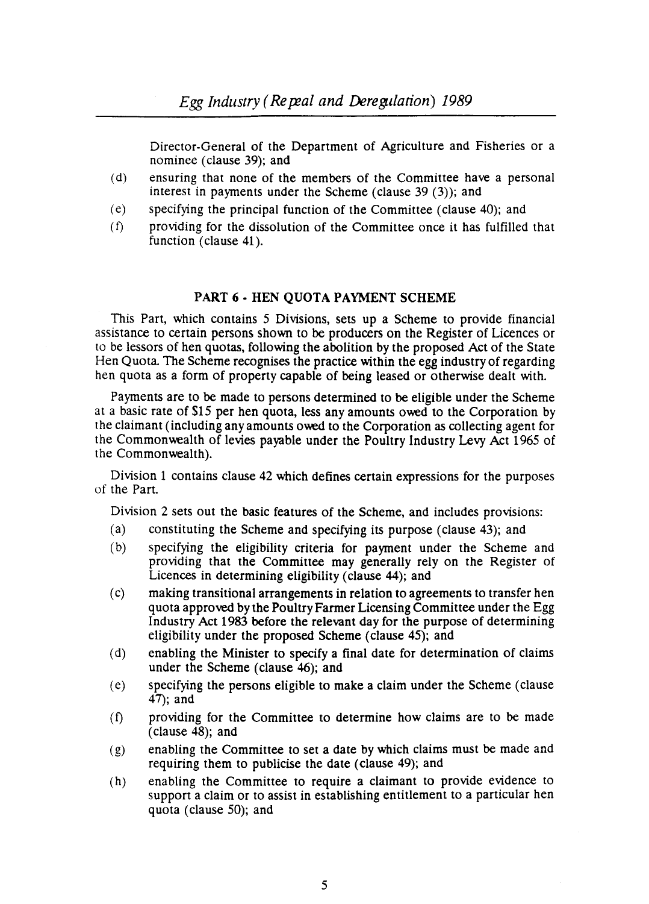Director-General of the Department of Agriculture and Fisheries or a nominee (clause 39); and

(d) ensuring that none of the members of the Committee have a personal interest in payments under the Scheme (clause 39 (3)); and

(e) specifying the principal function of the Committee (clause 40); and

(f) providing for the dissolution of the Committee once it has fulfilled that function (clause 41).

## PART 6 - HEN QUOTA PAYMENT SCHEME

This Part, which contains 5 Divisions, sets up a Scheme to provide financial assistance to certain persons shown to be producers on the Register of Licences or to be lessors of hen quotas, following the abolition by the proposed Act of the State Hen Quota. The Scheme recognises the practice within the egg industry of regarding hen quota as a form of property capable of being leased or otherwise dealt with.

Payments are to be made to persons determined to be eligible under the Scheme at a basic rate of $15 per hen quota, less any amounts owed to the Corporation by the claimant (including any amounts owed to the Corporation as collecting agent for the Commonwealth of levies payable under the Poultry Industry Levy Act 1965 of the Commonwealth).

Division 1 contains clause 42 which defines certain expressions for the purposes of the Part.

Division 2 sets out the basic features of the Scheme, and includes provisions:

(a) constituting the Scheme and specifying its purpose (clause 43); and

(b) specifying the eligibility criteria for payment under the Scheme and providing that the Committee may generally rely on the Register of Licences in determining eligibility (clause 44); and

(c) making transitional arrangements in relation to agreements to transfer hen quota approved by the Poultry Farmer Licensing Committee under the Egg Industry Act 1983 before the relevant day for the purpose of determining eligibility under the proposed Scheme (clause 45); and

(d) enabling the Minister to specify a final date for determination of claims under the Scheme (clause 46); and

(e) specifying the persons eligible to make a claim under the Scheme (clause 47); and

(f) providing for the Committee to determine how claims are to be made (clause 48); and

(g) enabling the Committee to set a date by which claims must be made and requiring them to publicise the date (clause 49); and

(h) enabling the Committee to require a claimant to provide evidence to support a claim or to assist in establishing entitlement to a particular hen quota (clause 50); and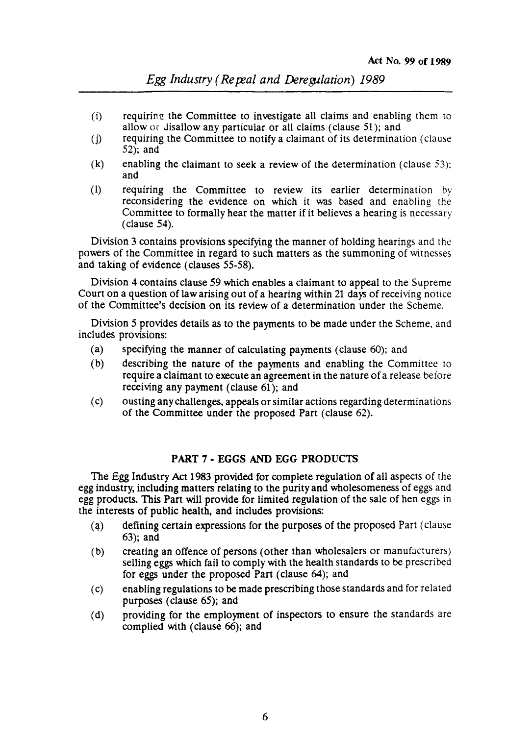- (i) requiring the Committee to investigate all claims and enabling them to allow or disallow any particular or all claims (clause 51); and
- (j) requiring the Committee to notify a claimant of its determination (clause 52); and
- (k) enabling the claimant to seek a review of the determination (clause 53); and
- (l) requiring the Committee to review its earlier determination by reconsidering the evidence on which it was based and enabling the Committee to formally hear the matter if it believes a hearing is necessary (clause 54).

Division 3 contains provisions specifying the manner of holding hearings and the powers of the Committee in regard to such matters as the summoning of witnesses and taking of evidence (clauses 55-58).

Division 4 contains clause 59 which enables a claimant to appeal to the Supreme Court on a question of law arising out of a hearing within 21 days of receiving notice of the Committee's decision on its review of a determination under the Scheme.

Division 5 provides details as to the payments to be made under the Scheme, and includes provisions:

- (a) specifying the manner of calculating payments (clause 60); and
- (b) describing the nature of the payments and enabling the Committee to require a claimant to execute an agreement in the nature of a release before receiving any payment (clause 61); and
- (c) ousting any challenges, appeals or similar actions regarding determinations of the Committee under the proposed Part (clause 62).

## PART 7 - EGGS AND EGG PRODUCTS

The Egg Industry Act 1983 provided for complete regulation of all aspects of the egg industry, including matters relating to the purity and wholesomeness of eggs and egg products. This Part will provide for limited regulation of the sale of hen eggs in the interests of public health, and includes provisions:

- (a) defining certain expressions for the purposes of the proposed Part (clause 63); and
- (b) creating an offence of persons (other than wholesalers or manufacturers) selling eggs which fail to comply with the health standards to be prescribed for eggs under the proposed Part (clause 64); and
- (c) enabling regulations to be made prescribing those standards and for related purposes (clause 65); and
- (d) providing for the employment of inspectors to ensure the standards are complied with (clause 66); and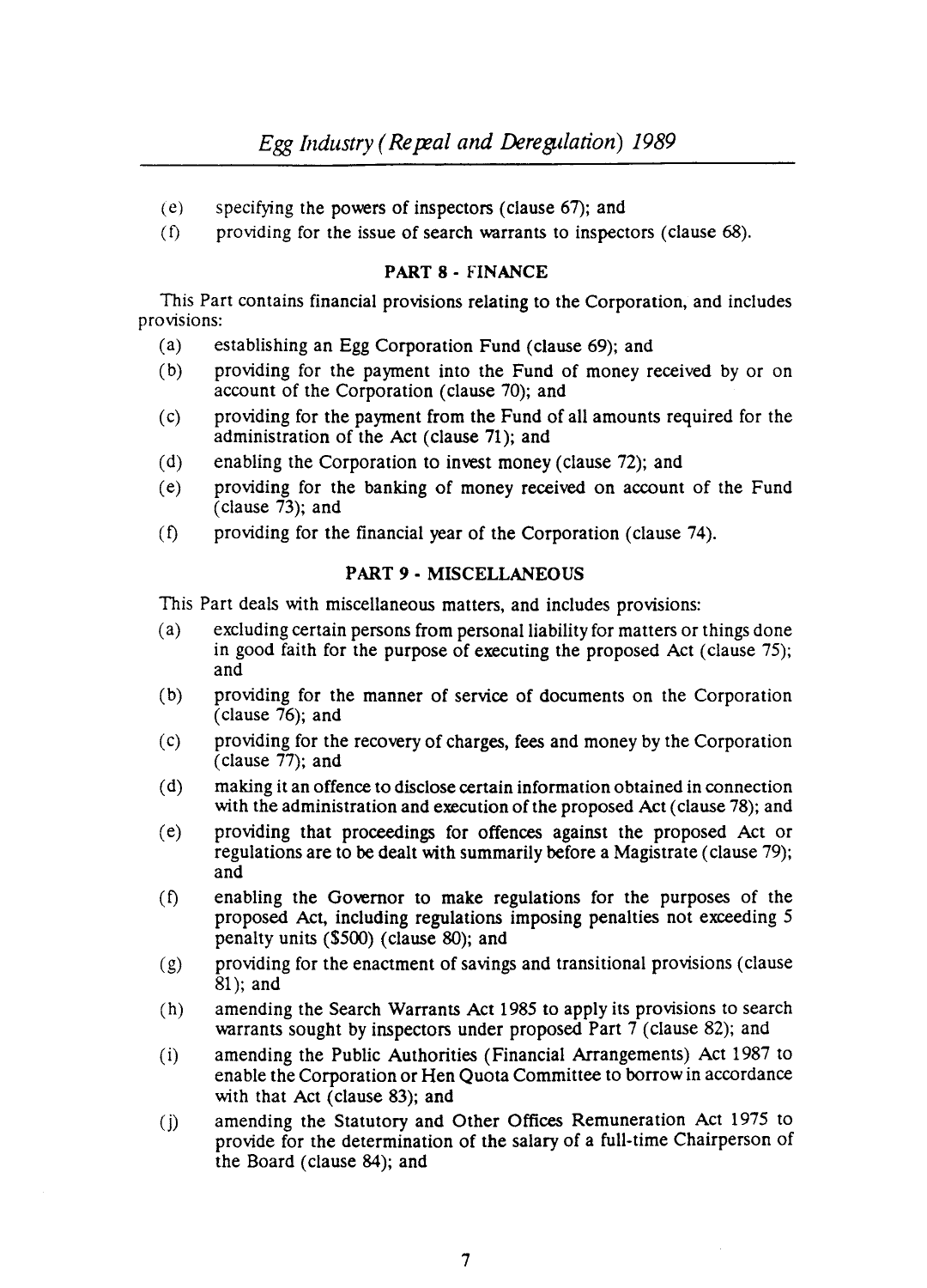(e) specifying the powers of inspectors (clause 67); and

(f) providing for the issue of search warrants to inspectors (clause 68).

## PART 8 - FINANCE

This Part contains financial provisions relating to the Corporation, and includes provisions:

(a) establishing an Egg Corporation Fund (clause 69); and

(b) providing for the payment into the Fund of money received by or on account of the Corporation (clause 70); and

(c) providing for the payment from the Fund of all amounts required for the administration of the Act (clause 71); and

(d) enabling the Corporation to invest money (clause 72); and

(e) providing for the banking of money received on account of the Fund (clause 73); and

(f) providing for the financial year of the Corporation (clause 74).

## PART 9 - MISCELLANEOUS

This Part deals with miscellaneous matters, and includes provisions:

(a) excluding certain persons from personal liability for matters or things done in good faith for the purpose of executing the proposed Act (clause 75); and

(b) providing for the manner of service of documents on the Corporation (clause 76); and

(c) providing for the recovery of charges, fees and money by the Corporation (clause 77); and

(d) making it an offence to disclose certain information obtained in connection with the administration and execution of the proposed Act (clause 78); and

(e) providing that proceedings for offences against the proposed Act or regulations are to be dealt with summarily before a Magistrate (clause 79); and

(f) enabling the Governor to make regulations for the purposes of the proposed Act, including regulations imposing penalties not exceeding 5 penalty units ($500) (clause 80); and

(g) providing for the enactment of savings and transitional provisions (clause 81); and

(h) amending the Search Warrants Act 1985 to apply its provisions to search warrants sought by inspectors under proposed Part 7 (clause 82); and

(i) amending the Public Authorities (Financial Arrangements) Act 1987 to enable the Corporation or Hen Quota Committee to borrow in accordance with that Act (clause 83); and

(j) amending the Statutory and Other Offices Remuneration Act 1975 to provide for the determination of the salary of a full-time Chairperson of the Board (clause 84); and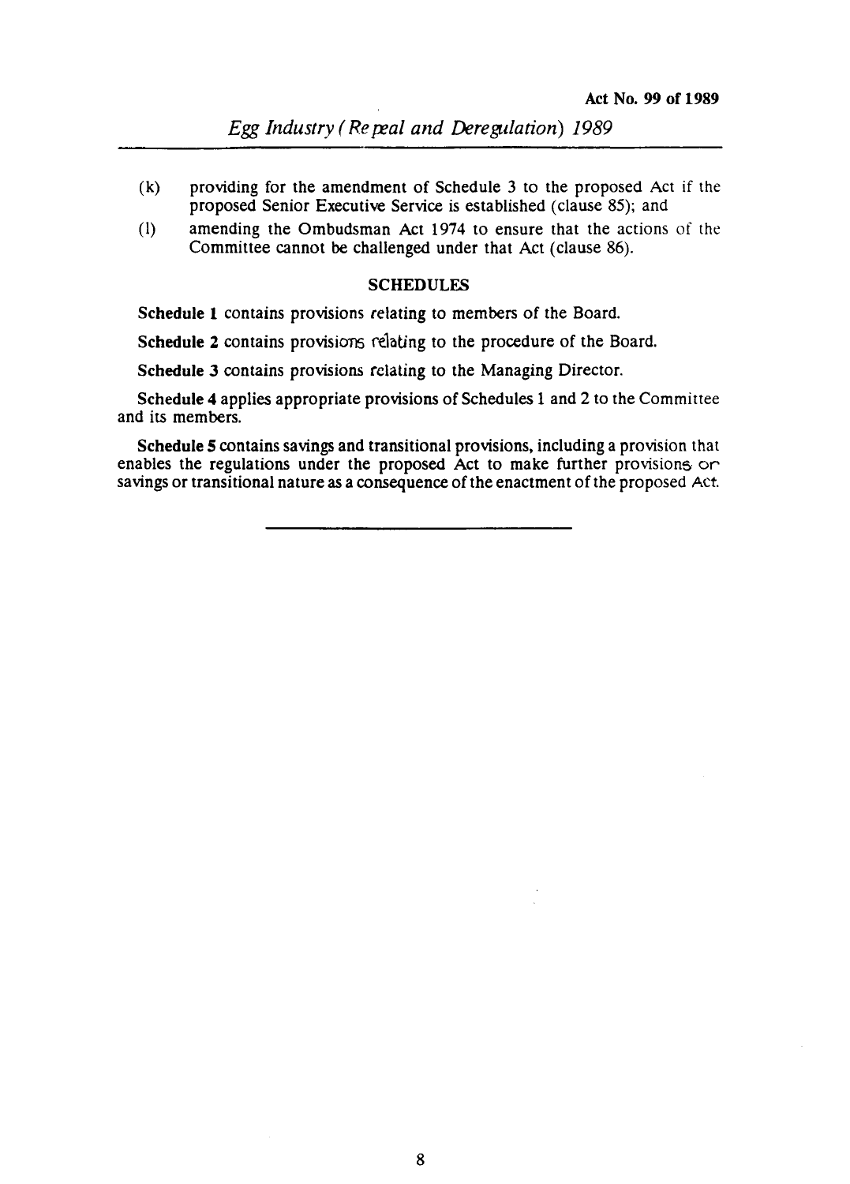(k) providing for the amendment of Schedule 3 to the proposed Act if the proposed Senior Executive Service is established (clause 85); and

(l) amending the Ombudsman Act 1974 to ensure that the actions of the Committee cannot be challenged under that Act (clause 86).

## SCHEDULES

**Schedule 1** contains provisions relating to members of the Board.

**Schedule 2** contains provisions relating to the procedure of the Board.

**Schedule 3** contains provisions relating to the Managing Director.

**Schedule 4** applies appropriate provisions of Schedules 1 and 2 to the Committee and its members.

**Schedule 5** contains savings and transitional provisions, including a provision that enables the regulations under the proposed Act to make further provisions or savings or transitional nature as a consequence of the enactment of the proposed Act.